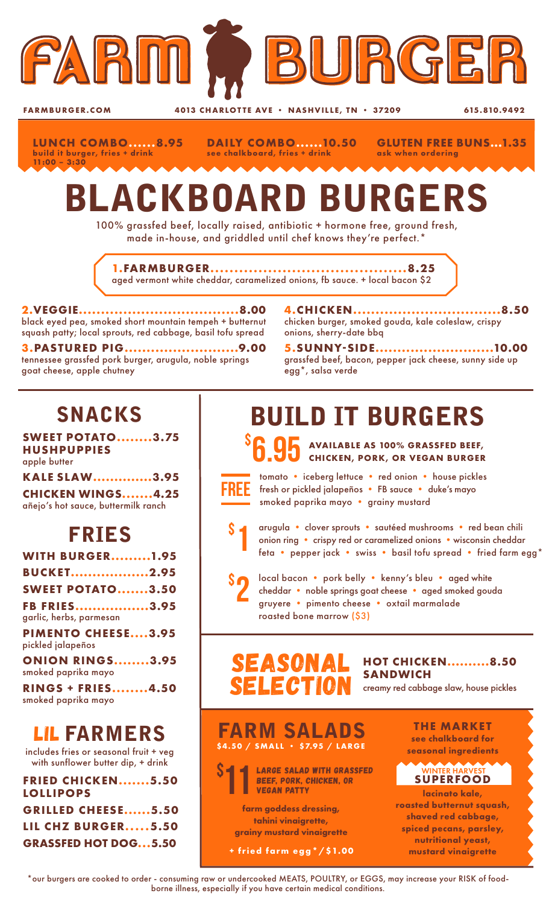# FARM BURGER

FARMBURGER.COM · 4013 CHARLOTTE AVE • NASHVILLE, TN • 37209 · 615.810.9492

**LUNCH COMBO......8.95**
build it burger, fries + drink
11:00 – 3:30

**DAILY COMBO......10.50**
see chalkboard, fries + drink

**GLUTEN FREE BUNS...1.35**
ask when ordering

# BLACKBOARD BURGERS

100% grassfed beef, locally raised, antibiotic + hormone free, ground fresh, made in-house, and griddled until chef knows they're perfect.*

**1.FARMBURGER..........................................8.25**
aged vermont white cheddar, caramelized onions, fb sauce. + local bacon $2

**2.VEGGIE......................................8.00**
black eyed pea, smoked short mountain tempeh + butternut squash patty; local sprouts, red cabbage, basil tofu spread

**3.PASTURED PIG..........................9.00**
tennessee grassfed pork burger, arugula, noble springs goat cheese, apple chutney

**4.CHICKEN..................................8.50**
chicken burger, smoked gouda, kale coleslaw, crispy onions, sherry-date bbq

**5.SUNNY-SIDE...........................10.00**
grassfed beef, bacon, pepper jack cheese, sunny side up egg*, salsa verde

## SNACKS

**SWEET POTATO HUSHPUPPIES........3.75**
apple butter

**KALE SLAW..............3.95**

**CHICKEN WINGS.......4.25**
añejo's hot sauce, buttermilk ranch

## FRIES

**WITH BURGER..........1.95**

**BUCKET..................2.95**

**SWEET POTATO.......3.50**

**FB FRIES.................3.95**
garlic, herbs, parmesan

**PIMENTO CHEESE....3.95**
pickled jalapeños

**ONION RINGS........3.95**
smoked paprika mayo

**RINGS + FRIES........4.50**
smoked paprika mayo

## LIL FARMERS

includes fries or seasonal fruit + veg with sunflower butter dip, + drink

**FRIED CHICKEN LOLLIPOPS.......5.50**

**GRILLED CHEESE......5.50**

**LIL CHZ BURGER.....5.50**

**GRASSFED HOT DOG...5.50**

## BUILD IT BURGERS

**$6.95** AVAILABLE AS 100% GRASSFED BEEF, CHICKEN, PORK, OR VEGAN BURGER

**FREE** tomato • iceberg lettuce • red onion • house pickles • fresh or pickled jalapeños • FB sauce • duke's mayo • smoked paprika mayo • grainy mustard

**$1** arugula • clover sprouts • sautéed mushrooms • red bean chili • onion ring • crispy red or caramelized onions • wisconsin cheddar • feta • pepper jack • swiss • basil tofu spread • fried farm egg*

**$2** local bacon • pork belly • kenny's bleu • aged white cheddar • noble springs goat cheese • aged smoked gouda • gruyere • pimento cheese • oxtail marmalade • roasted bone marrow ($3)

## SEASONAL SELECTION

**HOT CHICKEN SANDWICH..........8.50**
creamy red cabbage slaw, house pickles

## FARM SALADS

**$4.50 / SMALL • $7.95 / LARGE**

**$11** *LARGE SALAD WITH GRASSFED BEEF, PORK, CHICKEN, OR VEGAN PATTY*

farm goddess dressing, tahini vinaigrette, grainy mustard vinaigrette

+ fried farm egg*/$1.00

### THE MARKET

see chalkboard for seasonal ingredients

**WINTER HARVEST SUPERFOOD**
lacinato kale, roasted butternut squash, shaved red cabbage, spiced pecans, parsley, nutritional yeast, mustard vinaigrette

*our burgers are cooked to order - consuming raw or undercooked MEATS, POULTRY, or EGGS, may increase your RISK of food-borne illness, especially if you have certain medical conditions.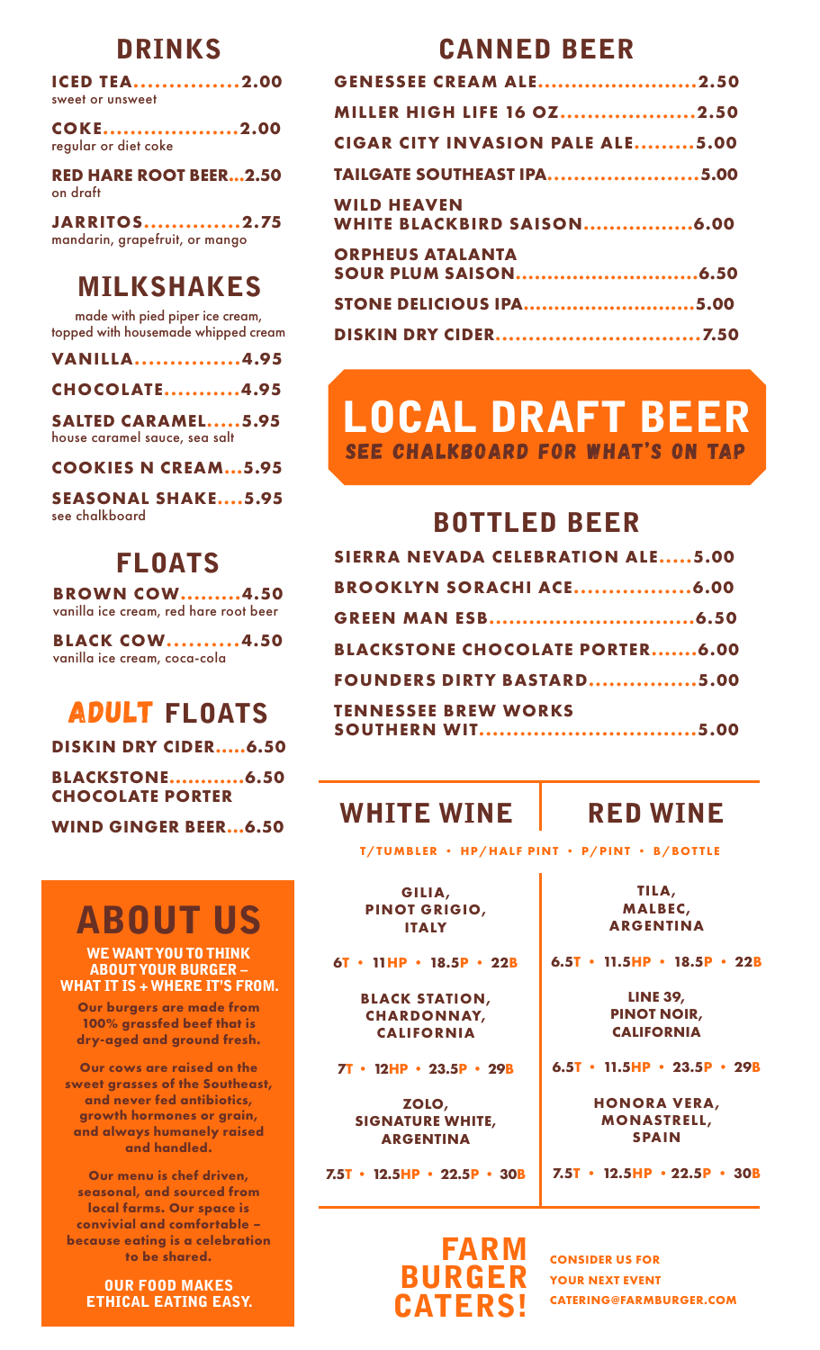## DRINKS

**ICED TEA................2.00**
sweet or unsweet

**COKE....................2.00**
regular or diet coke

**RED HARE ROOT BEER...2.50**
on draft

**JARRITOS..............2.75**
mandarin, grapefruit, or mango

## MILKSHAKES

made with pied piper ice cream, topped with housemade whipped cream

**VANILLA................4.95**

**CHOCOLATE...........4.95**

**SALTED CARAMEL.....5.95**
house caramel sauce, sea salt

**COOKIES N CREAM...5.95**

**SEASONAL SHAKE....5.95**
see chalkboard

## FLOATS

**BROWN COW.........4.50**
vanilla ice cream, red hare root beer

**BLACK COW..........4.50**
vanilla ice cream, coca-cola

## *ADULT* FLOATS

**DISKIN DRY CIDER.....6.50**

**BLACKSTONE............6.50**
**CHOCOLATE PORTER**

**WIND GINGER BEER...6.50**

## ABOUT US

**WE WANT YOU TO THINK ABOUT YOUR BURGER – WHAT IT IS + WHERE IT'S FROM.**

**Our burgers are made from 100% grassfed beef that is dry-aged and ground fresh.**

**Our cows are raised on the sweet grasses of the Southeast, and never fed antibiotics, growth hormones or grain, and always humanely raised and handled.**

**Our menu is chef driven, seasonal, and sourced from local farms. Our space is convivial and comfortable – because eating is a celebration to be shared.**

**OUR FOOD MAKES ETHICAL EATING EASY.**

## CANNED BEER

**GENESSEE CREAM ALE........................2.50**

**MILLER HIGH LIFE 16 OZ.....................2.50**

**CIGAR CITY INVASION PALE ALE.........5.00**

**TAILGATE SOUTHEAST IPA......................5.00**

**WILD HEAVEN**
**WHITE BLACKBIRD SAISON.................6.00**

**ORPHEUS ATALANTA**
**SOUR PLUM SAISON.............................6.50**

**STONE DELICIOUS IPA..........................5.00**

**DISKIN DRY CIDER...............................7.50**

## LOCAL DRAFT BEER

*SEE CHALKBOARD FOR WHAT'S ON TAP*

## BOTTLED BEER

**SIERRA NEVADA CELEBRATION ALE.....5.00**

**BROOKLYN SORACHI ACE.................6.00**

**GREEN MAN ESB..............................6.50**

**BLACKSTONE CHOCOLATE PORTER.......6.00**

**FOUNDERS DIRTY BASTARD................5.00**

**TENNESSEE BREW WORKS**
**SOUTHERN WIT.................................5.00**

## WHITE WINE | RED WINE

**T/TUMBLER • HP/HALF PINT • P/PINT • B/BOTTLE**

| WHITE WINE | RED WINE |
|---|---|
| **GILIA, PINOT GRIGIO, ITALY** | **TILA, MALBEC, ARGENTINA** |
| 6T • 11HP • 18.5P • 22B | 6.5T • 11.5HP • 18.5P • 22B |
| **BLACK STATION, CHARDONNAY, CALIFORNIA** | **LINE 39, PINOT NOIR, CALIFORNIA** |
| 7T • 12HP • 23.5P • 29B | 6.5T • 11.5HP • 23.5P • 29B |
| **ZOLO, SIGNATURE WHITE, ARGENTINA** | **HONORA VERA, MONASTRELL, SPAIN** |
| 7.5T • 12.5HP • 22.5P • 30B | 7.5T • 12.5HP • 22.5P • 30B |

**FARM BURGER CATERS!**

**CONSIDER US FOR YOUR NEXT EVENT**
**CATERING@FARMBURGER.COM**